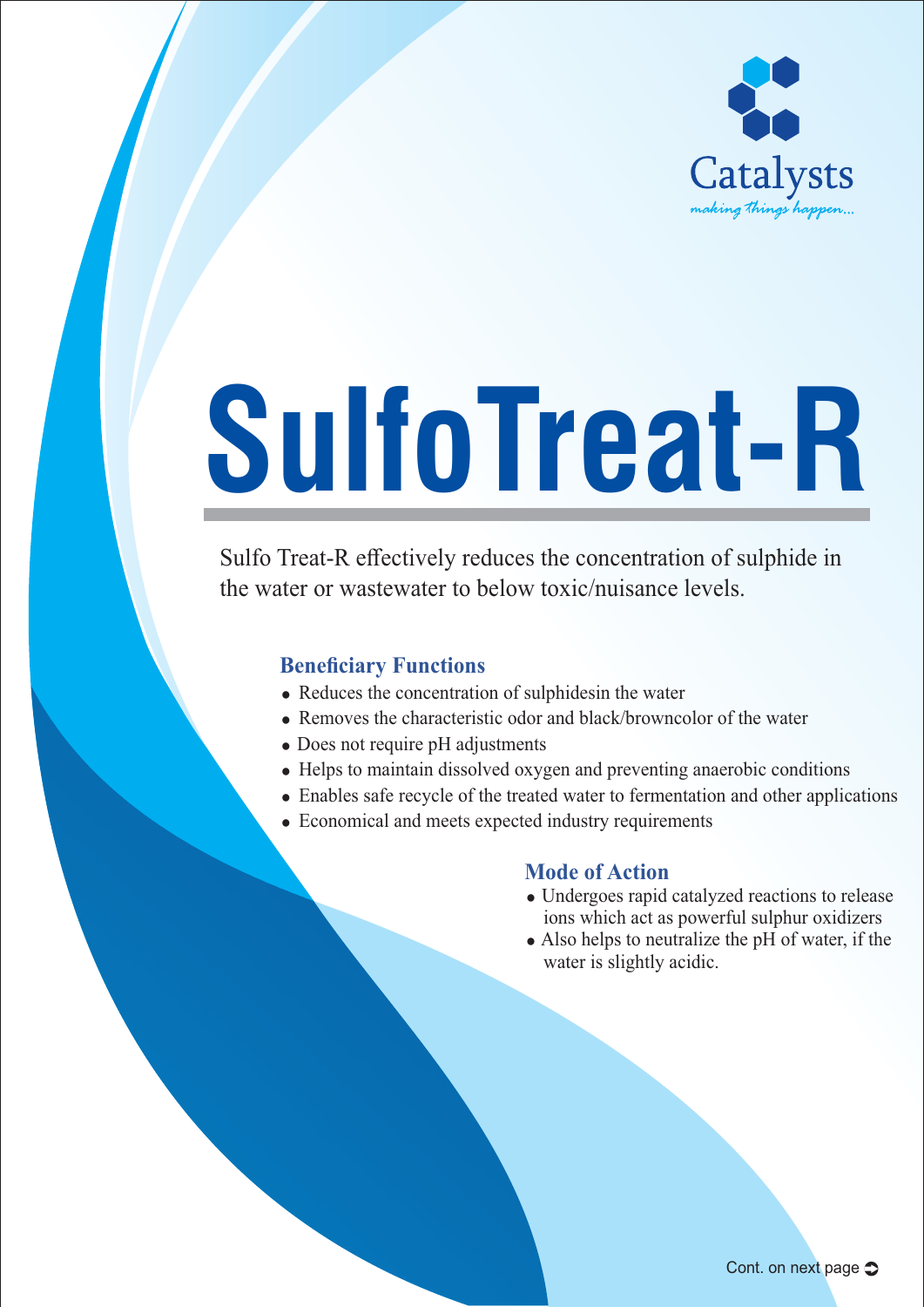Catalysts

*making things happen...*

# SulfoTreat-R

Sulfo Treat-R effectively reduces the concentration of sulphide in the water or wastewater to below toxic/nuisance levels.

### Beneficiary Functions

- Reduces the concentration of sulphidesin the water
- Removes the characteristic odor and black/browncolor of the water
- Does not require pH adjustments
- Helps to maintain dissolved oxygen and preventing anaerobic conditions
- Enables safe recycle of the treated water to fermentation and other applications
- Economical and meets expected industry requirements

### Mode of Action

- Undergoes rapid catalyzed reactions to release ions which act as powerful sulphur oxidizers
- Also helps to neutralize the pH of water, if the water is slightly acidic.

Cont. on next page ➲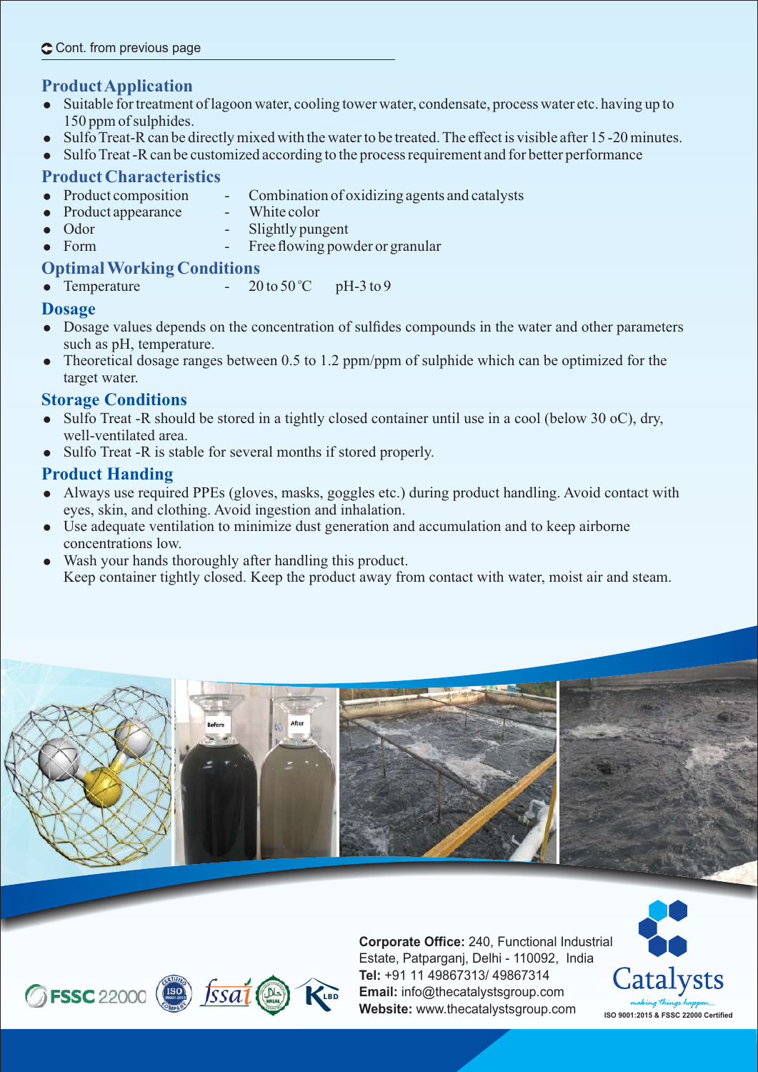Cont. from previous page

## Product Application

- Suitable for treatment of lagoon water, cooling tower water, condensate, process water etc. having up to 150 ppm of sulphides.
- Sulfo Treat-R can be directly mixed with the water to be treated. The effect is visible after 15 -20 minutes.
- Sulfo Treat -R can be customized according to the process requirement and for better performance

## Product Characteristics

- Product composition - Combination of oxidizing agents and catalysts
- Product appearance - White color
- Odor - Slightly pungent
- Form - Free flowing powder or granular

## Optimal Working Conditions

- Temperature - 20 to 50 °C pH-3 to 9

## Dosage

- Dosage values depends on the concentration of sulfides compounds in the water and other parameters such as pH, temperature.
- Theoretical dosage ranges between 0.5 to 1.2 ppm/ppm of sulphide which can be optimized for the target water.

## Storage Conditions

- Sulfo Treat -R should be stored in a tightly closed container until use in a cool (below 30 oC), dry, well-ventilated area.
- Sulfo Treat -R is stable for several months if stored properly.

## Product Handing

- Always use required PPEs (gloves, masks, goggles etc.) during product handling. Avoid contact with eyes, skin, and clothing. Avoid ingestion and inhalation.
- Use adequate ventilation to minimize dust generation and accumulation and to keep airborne concentrations low.
- Wash your hands thoroughly after handling this product.
  Keep container tightly closed. Keep the product away from contact with water, moist air and steam.

Before

After

**Corporate Office:** 240, Functional Industrial Estate, Patparganj, Delhi - 110092, India
**Tel:** +91 11 49867313/ 49867314
**Email:** info@thecatalystsgroup.com
**Website:** www.thecatalystsgroup.com

Catalysts
making things happen...
ISO 9001:2015 & FSSC 22000 Certified